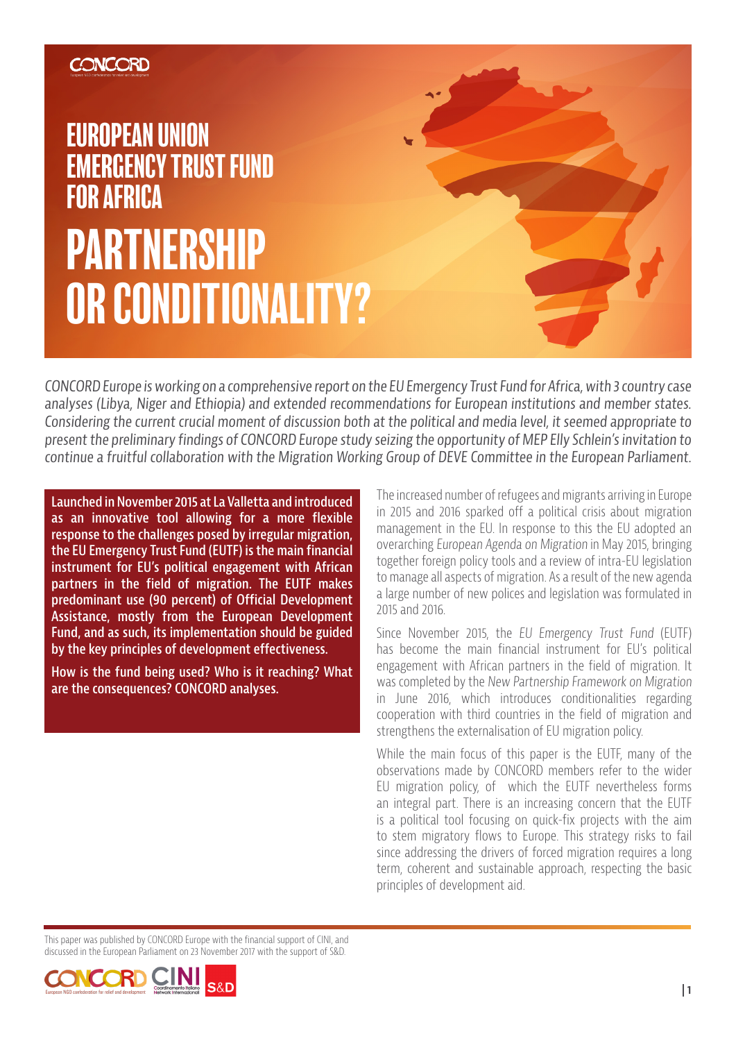# EUROPEAN UNION EMERGENCY TRUST FUND FOR AFRICA

# PARTNERSHIP OR CONDITIONALITY?

*CONCORD Europe is working on a comprehensive report on the EU Emergency Trust Fund for Africa, with 3 country case analyses (Libya, Niger and Ethiopia) and extended recommendations for European institutions and member states. Considering the current crucial moment of discussion both at the political and media level, it seemed appropriate to present the preliminary findings of CONCORD Europe study seizing the opportunity of MEP Elly Schlein's invitation to continue a fruitful collaboration with the Migration Working Group of DEVE Committee in the European Parliament.*

**Launched in November 2015 at La Valletta and introduced as an innovative tool allowing for a more flexible response to the challenges posed by irregular migration, the EU Emergency Trust Fund (EUTF) is the main financial instrument for EU's political engagement with African partners in the field of migration. The EUTF makes predominant use (90 percent) of Official Development Assistance, mostly from the European Development Fund, and as such, its implementation should be guided by the key principles of development effectiveness.**

**How is the fund being used? Who is it reaching? What are the consequences? CONCORD analyses.**

The increased number of refugees and migrants arriving in Europe in 2015 and 2016 sparked off a political crisis about migration management in the EU. In response to this the EU adopted an overarching *European Agenda on Migration* in May 2015, bringing together foreign policy tools and a review of intra-EU legislation to manage all aspects of migration. As a result of the new agenda a large number of new polices and legislation was formulated in 2015 and 2016.

Since November 2015, the *EU Emergency Trust Fund* (EUTF) has become the main financial instrument for EU's political engagement with African partners in the field of migration. It was completed by the *New Partnership Framework on Migration* in June 2016, which introduces conditionalities regarding cooperation with third countries in the field of migration and strengthens the externalisation of EU migration policy.

While the main focus of this paper is the EUTF, many of the observations made by CONCORD members refer to the wider EU migration policy, of which the EUTF nevertheless forms an integral part. There is an increasing concern that the EUTF is a political tool focusing on quick-fix projects with the aim to stem migratory flows to Europe. This strategy risks to fail since addressing the drivers of forced migration requires a long term, coherent and sustainable approach, respecting the basic principles of development aid.

This paper was published by CONCORD Europe with the financial support of CINI, and discussed in the European Parliament on 23 November 2017 with the support of S&D.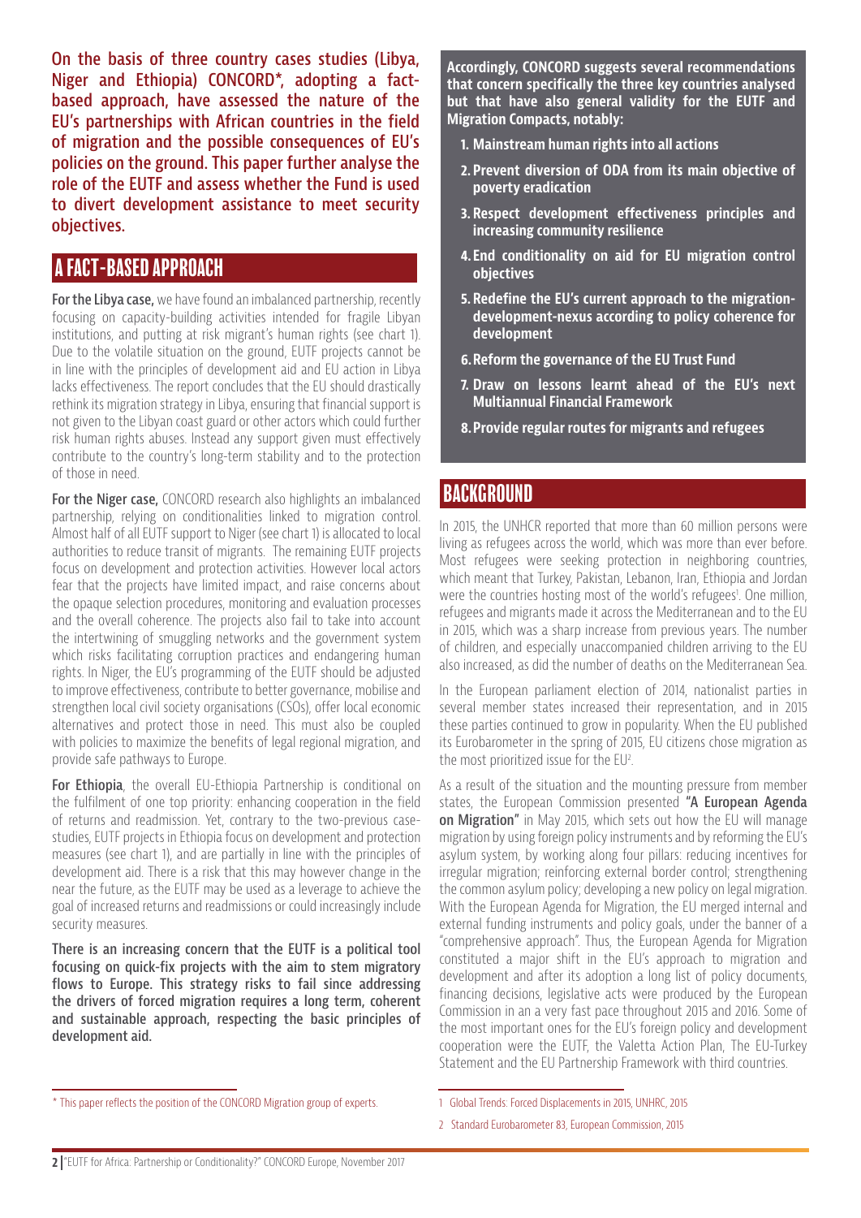**On the basis of three country cases studies (Libya, Niger and Ethiopia) CONCORD*, adopting a fact-based approach, have assessed the nature of the EU's partnerships with African countries in the field of migration and the possible consequences of EU's policies on the ground. This paper further analyse the role of the EUTF and assess whether the Fund is used to divert development assistance to meet security objectives.**

## A FACT-BASED APPROACH

**For the Libya case,** we have found an imbalanced partnership, recently focusing on capacity-building activities intended for fragile Libyan institutions, and putting at risk migrant's human rights (see chart 1). Due to the volatile situation on the ground, EUTF projects cannot be in line with the principles of development aid and EU action in Libya lacks effectiveness. The report concludes that the EU should drastically rethink its migration strategy in Libya, ensuring that financial support is not given to the Libyan coast guard or other actors which could further risk human rights abuses. Instead any support given must effectively contribute to the country's long-term stability and to the protection of those in need.

**For the Niger case,** CONCORD research also highlights an imbalanced partnership, relying on conditionalities linked to migration control. Almost half of all EUTF support to Niger (see chart 1) is allocated to local authorities to reduce transit of migrants. The remaining EUTF projects focus on development and protection activities. However local actors fear that the projects have limited impact, and raise concerns about the opaque selection procedures, monitoring and evaluation processes and the overall coherence. The projects also fail to take into account the intertwining of smuggling networks and the government system which risks facilitating corruption practices and endangering human rights. In Niger, the EU's programming of the EUTF should be adjusted to improve effectiveness, contribute to better governance, mobilise and strengthen local civil society organisations (CSOs), offer local economic alternatives and protect those in need. This must also be coupled with policies to maximize the benefits of legal regional migration, and provide safe pathways to Europe.

**For Ethiopia**, the overall EU-Ethiopia Partnership is conditional on the fulfilment of one top priority: enhancing cooperation in the field of returns and readmission. Yet, contrary to the two-previous case-studies, EUTF projects in Ethiopia focus on development and protection measures (see chart 1), and are partially in line with the principles of development aid. There is a risk that this may however change in the near the future, as the EUTF may be used as a leverage to achieve the goal of increased returns and readmissions or could increasingly include security measures.

**There is an increasing concern that the EUTF is a political tool focusing on quick-fix projects with the aim to stem migratory flows to Europe. This strategy risks to fail since addressing the drivers of forced migration requires a long term, coherent and sustainable approach, respecting the basic principles of development aid.**

**Accordingly, CONCORD suggests several recommendations that concern specifically the three key countries analysed but that have also general validity for the EUTF and Migration Compacts, notably:**

1. **Mainstream human rights into all actions**
2. **Prevent diversion of ODA from its main objective of poverty eradication**
3. **Respect development effectiveness principles and increasing community resilience**
4. **End conditionality on aid for EU migration control objectives**
5. **Redefine the EU's current approach to the migration-development-nexus according to policy coherence for development**
6. **Reform the governance of the EU Trust Fund**
7. **Draw on lessons learnt ahead of the EU's next Multiannual Financial Framework**
8. **Provide regular routes for migrants and refugees**

## BACKGROUND

In 2015, the UNHCR reported that more than 60 million persons were living as refugees across the world, which was more than ever before. Most refugees were seeking protection in neighboring countries, which meant that Turkey, Pakistan, Lebanon, Iran, Ethiopia and Jordan were the countries hosting most of the world's refugees[1]. One million, refugees and migrants made it across the Mediterranean and to the EU in 2015, which was a sharp increase from previous years. The number of children, and especially unaccompanied children arriving to the EU also increased, as did the number of deaths on the Mediterranean Sea.

In the European parliament election of 2014, nationalist parties in several member states increased their representation, and in 2015 these parties continued to grow in popularity. When the EU published its Eurobarometer in the spring of 2015, EU citizens chose migration as the most prioritized issue for the EU[2].

As a result of the situation and the mounting pressure from member states, the European Commission presented **"A European Agenda on Migration"** in May 2015, which sets out how the EU will manage migration by using foreign policy instruments and by reforming the EU's asylum system, by working along four pillars: reducing incentives for irregular migration; reinforcing external border control; strengthening the common asylum policy; developing a new policy on legal migration. With the European Agenda for Migration, the EU merged internal and external funding instruments and policy goals, under the banner of a "comprehensive approach". Thus, the European Agenda for Migration constituted a major shift in the EU's approach to migration and development and after its adoption a long list of policy documents, financing decisions, legislative acts were produced by the European Commission in an a very fast pace throughout 2015 and 2016. Some of the most important ones for the EU's foreign policy and development cooperation were the EUTF, the Valetta Action Plan, The EU-Turkey Statement and the EU Partnership Framework with third countries.

---

\* This paper reflects the position of the CONCORD Migration group of experts.

1 Global Trends: Forced Displacements in 2015, UNHRC, 2015

2 Standard Eurobarometer 83, European Commission, 2015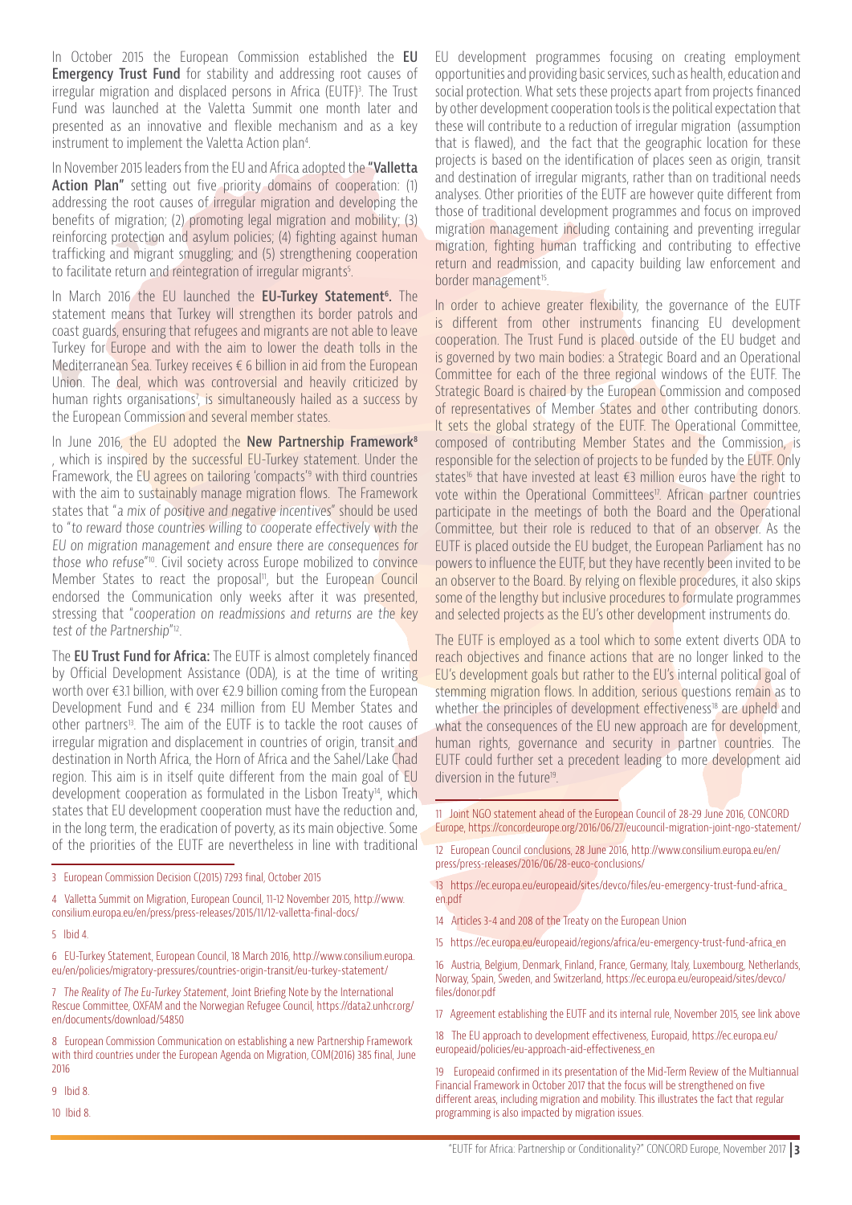In October 2015 the European Commission established the **EU Emergency Trust Fund** for stability and addressing root causes of irregular migration and displaced persons in Africa (EUTF)[3]. The Trust Fund was launched at the Valetta Summit one month later and presented as an innovative and flexible mechanism and as a key instrument to implement the Valetta Action plan[4].

In November 2015 leaders from the EU and Africa adopted the **"Valletta Action Plan"** setting out five priority domains of cooperation: (1) addressing the root causes of irregular migration and developing the benefits of migration; (2) promoting legal migration and mobility; (3) reinforcing protection and asylum policies; (4) fighting against human trafficking and migrant smuggling; and (5) strengthening cooperation to facilitate return and reintegration of irregular migrants[5].

In March 2016 the EU launched the **EU-Turkey Statement[6].** The statement means that Turkey will strengthen its border patrols and coast guards, ensuring that refugees and migrants are not able to leave Turkey for Europe and with the aim to lower the death tolls in the Mediterranean Sea. Turkey receives € 6 billion in aid from the European Union. The deal, which was controversial and heavily criticized by human rights organisations[7], is simultaneously hailed as a success by the European Commission and several member states.

In June 2016, the EU adopted the **New Partnership Framework[8]**, which is inspired by the successful EU-Turkey statement. Under the Framework, the EU agrees on tailoring 'compacts'[9] with third countries with the aim to sustainably manage migration flows. The Framework states that "*a mix of positive and negative incentives*" should be used to "*to reward those countries willing to cooperate effectively with the EU on migration management and ensure there are consequences for those who refuse*"[10]. Civil society across Europe mobilized to convince Member States to react the proposal[11], but the European Council endorsed the Communication only weeks after it was presented, stressing that "*cooperation on readmissions and returns are the key test of the Partnership*"[12].

**The EU Trust Fund for Africa:** The EUTF is almost completely financed by Official Development Assistance (ODA), is at the time of writing worth over €3.1 billion, with over €2.9 billion coming from the European Development Fund and € 234 million from EU Member States and other partners[13]. The aim of the EUTF is to tackle the root causes of irregular migration and displacement in countries of origin, transit and destination in North Africa, the Horn of Africa and the Sahel/Lake Chad region. This aim is in itself quite different from the main goal of EU development cooperation as formulated in the Lisbon Treaty[14], which states that EU development cooperation must have the reduction and, in the long term, the eradication of poverty, as its main objective. Some of the priorities of the EUTF are nevertheless in line with traditional EU development programmes focusing on creating employment opportunities and providing basic services, such as health, education and social protection. What sets these projects apart from projects financed by other development cooperation tools is the political expectation that these will contribute to a reduction of irregular migration (assumption that is flawed), and the fact that the geographic location for these projects is based on the identification of places seen as origin, transit and destination of irregular migrants, rather than on traditional needs analyses. Other priorities of the EUTF are however quite different from those of traditional development programmes and focus on improved migration management including containing and preventing irregular migration, fighting human trafficking and contributing to effective return and readmission, and capacity building law enforcement and border management[15].

In order to achieve greater flexibility, the governance of the EUTF is different from other instruments financing EU development cooperation. The Trust Fund is placed outside of the EU budget and is governed by two main bodies: a Strategic Board and an Operational Committee for each of the three regional windows of the EUTF. The Strategic Board is chaired by the European Commission and composed of representatives of Member States and other contributing donors. It sets the global strategy of the EUTF. The Operational Committee, composed of contributing Member States and the Commission, is responsible for the selection of projects to be funded by the EUTF. Only states[16] that have invested at least €3 million euros have the right to vote within the Operational Committees[17]. African partner countries participate in the meetings of both the Board and the Operational Committee, but their role is reduced to that of an observer. As the EUTF is placed outside the EU budget, the European Parliament has no powers to influence the EUTF, but they have recently been invited to be an observer to the Board. By relying on flexible procedures, it also skips some of the lengthy but inclusive procedures to formulate programmes and selected projects as the EU's other development instruments do.

The EUTF is employed as a tool which to some extent diverts ODA to reach objectives and finance actions that are no longer linked to the EU's development goals but rather to the EU's internal political goal of stemming migration flows. In addition, serious questions remain as to whether the principles of development effectiveness[18] are upheld and what the consequences of the EU new approach are for development, human rights, governance and security in partner countries. The EUTF could further set a precedent leading to more development aid diversion in the future[19].

---

3 European Commission Decision C(2015) 7293 final, October 2015

4 Valletta Summit on Migration, European Council, 11-12 November 2015, http://www.consilium.europa.eu/en/press/press-releases/2015/11/12-valletta-final-docs/

5 Ibid 4.

6 EU-Turkey Statement, European Council, 18 March 2016, http://www.consilium.europa.eu/en/policies/migratory-pressures/countries-origin-transit/eu-turkey-statement/

7 *The Reality of The Eu-Turkey Statement*, Joint Briefing Note by the International Rescue Committee, OXFAM and the Norwegian Refugee Council, https://data2.unhcr.org/en/documents/download/54850

8 European Commission Communication on establishing a new Partnership Framework with third countries under the European Agenda on Migration, COM(2016) 385 final, June 2016

9 Ibid 8.

10 Ibid 8.

11 Joint NGO statement ahead of the European Council of 28-29 June 2016, CONCORD Europe, https://concordeurope.org/2016/06/27/eucouncil-migration-joint-ngo-statement/

12 European Council conclusions, 28 June 2016, http://www.consilium.europa.eu/en/press/press-releases/2016/06/28-euco-conclusions/

13 https://ec.europa.eu/europeaid/sites/devco/files/eu-emergency-trust-fund-africa_en.pdf

14 Articles 3-4 and 208 of the Treaty on the European Union

15 https://ec.europa.eu/europeaid/regions/africa/eu-emergency-trust-fund-africa_en

16 Austria, Belgium, Denmark, Finland, France, Germany, Italy, Luxembourg, Netherlands, Norway, Spain, Sweden, and Switzerland, https://ec.europa.eu/europeaid/sites/devco/files/donor.pdf

17 Agreement establishing the EUTF and its internal rule, November 2015, see link above

18 The EU approach to development effectiveness, Europaid, https://ec.europa.eu/europeaid/policies/eu-approach-aid-effectiveness_en

19 Europeaid confirmed in its presentation of the Mid-Term Review of the Multiannual Financial Framework in October 2017 that the focus will be strengthened on five different areas, including migration and mobility. This illustrates the fact that regular programming is also impacted by migration issues.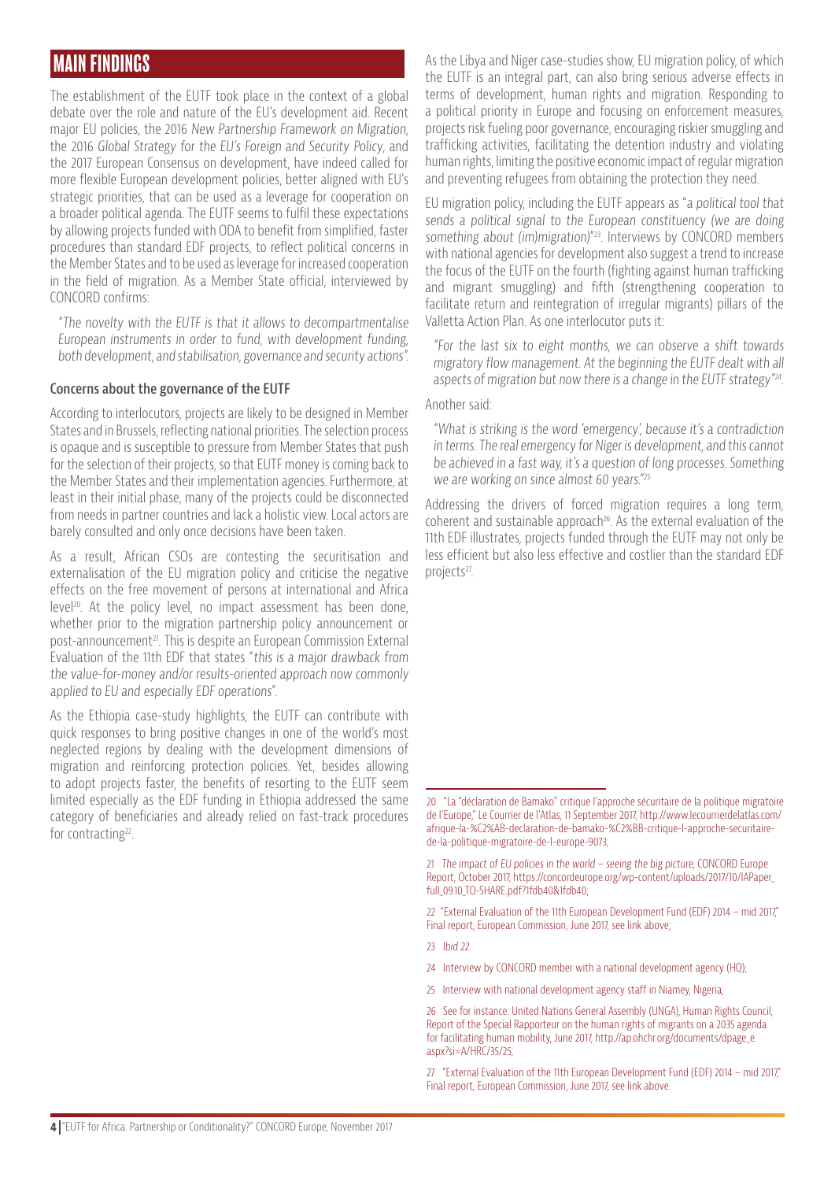## MAIN FINDINGS

The establishment of the EUTF took place in the context of a global debate over the role and nature of the EU's development aid. Recent major EU policies, the 2016 *New Partnership Framework on Migration*, the 2016 *Global Strategy for the EU's Foreign and Security Policy*, and the 2017 European Consensus on development, have indeed called for more flexible European development policies, better aligned with EU's strategic priorities, that can be used as a leverage for cooperation on a broader political agenda. The EUTF seems to fulfil these expectations by allowing projects funded with ODA to benefit from simplified, faster procedures than standard EDF projects, to reflect political concerns in the Member States and to be used as leverage for increased cooperation in the field of migration. As a Member State official, interviewed by CONCORD confirms:

> *"The novelty with the EUTF is that it allows to decompartmentalise European instruments in order to fund, with development funding, both development, and stabilisation, governance and security actions".*

### Concerns about the governance of the EUTF

According to interlocutors, projects are likely to be designed in Member States and in Brussels, reflecting national priorities. The selection process is opaque and is susceptible to pressure from Member States that push for the selection of their projects, so that EUTF money is coming back to the Member States and their implementation agencies. Furthermore, at least in their initial phase, many of the projects could be disconnected from needs in partner countries and lack a holistic view. Local actors are barely consulted and only once decisions have been taken.

As a result, African CSOs are contesting the securitisation and externalisation of the EU migration policy and criticise the negative effects on the free movement of persons at international and Africa level[20]. At the policy level, no impact assessment has been done, whether prior to the migration partnership policy announcement or post-announcement[21]. This is despite an European Commission External Evaluation of the 11th EDF that states "*this is a major drawback from the value-for-money and/or results-oriented approach now commonly applied to EU and especially EDF operations*".

As the Ethiopia case-study highlights, the EUTF can contribute with quick responses to bring positive changes in one of the world's most neglected regions by dealing with the development dimensions of migration and reinforcing protection policies. Yet, besides allowing to adopt projects faster, the benefits of resorting to the EUTF seem limited especially as the EDF funding in Ethiopia addressed the same category of beneficiaries and already relied on fast-track procedures for contracting[22].

As the Libya and Niger case-studies show, EU migration policy, of which the EUTF is an integral part, can also bring serious adverse effects in terms of development, human rights and migration. Responding to a political priority in Europe and focusing on enforcement measures, projects risk fueling poor governance, encouraging riskier smuggling and trafficking activities, facilitating the detention industry and violating human rights, limiting the positive economic impact of regular migration and preventing refugees from obtaining the protection they need.

EU migration policy, including the EUTF appears as "*a political tool that sends a political signal to the European constituency (we are doing something about (im)migration)*"[23]. Interviews by CONCORD members with national agencies for development also suggest a trend to increase the focus of the EUTF on the fourth (fighting against human trafficking and migrant smuggling) and fifth (strengthening cooperation to facilitate return and reintegration of irregular migrants) pillars of the Valletta Action Plan. As one interlocutor puts it:

> *"For the last six to eight months, we can observe a shift towards migratory flow management. At the beginning the EUTF dealt with all aspects of migration but now there is a change in the EUTF strategy"*[24].

Another said:

> *"What is striking is the word 'emergency', because it's a contradiction in terms. The real emergency for Niger is development, and this cannot be achieved in a fast way, it's a question of long processes. Something we are working on since almost 60 years."*[25]

Addressing the drivers of forced migration requires a long term, coherent and sustainable approach[26]. As the external evaluation of the 11th EDF illustrates, projects funded through the EUTF may not only be less efficient but also less effective and costlier than the standard EDF projects[27].

---

20 "La "déclaration de Bamako" critique l'approche sécuritaire de la politique migratoire de l'Europe," Le Courrier de l'Atlas, 11 September 2017, http://www.lecourrierdelatlas.com/afrique-la-%C2%AB-declaration-de-bamako-%C2%BB-critique-l-approche-securitaire-de-la-politique-migratoire-de-l-europe-9073;

21 *The impact of EU policies in the world – seeing the big picture*, CONCORD Europe Report, October 2017, https://concordeurope.org/wp-content/uploads/2017/10/IAPaper_full_09.10_TO-SHARE.pdf?1fdb40&1fdb40;

22 "External Evaluation of the 11th European Development Fund (EDF) 2014 – mid 2017," Final report, European Commission, June 2017, see link above;

23 *Ibid 22.*

24 Interview by CONCORD member with a national development agency (HQ);

25 Interview with national development agency staff in Niamey, Nigeria;

26 See for instance: United Nations General Assembly (UNGA), Human Rights Council, Report of the Special Rapporteur on the human rights of migrants on a 2035 agenda for facilitating human mobility, June 2017, http://ap.ohchr.org/documents/dpage_e.aspx?si=A/HRC/35/25;

27 "External Evaluation of the 11th European Development Fund (EDF) 2014 – mid 2017," Final report, European Commission, June 2017, see link above.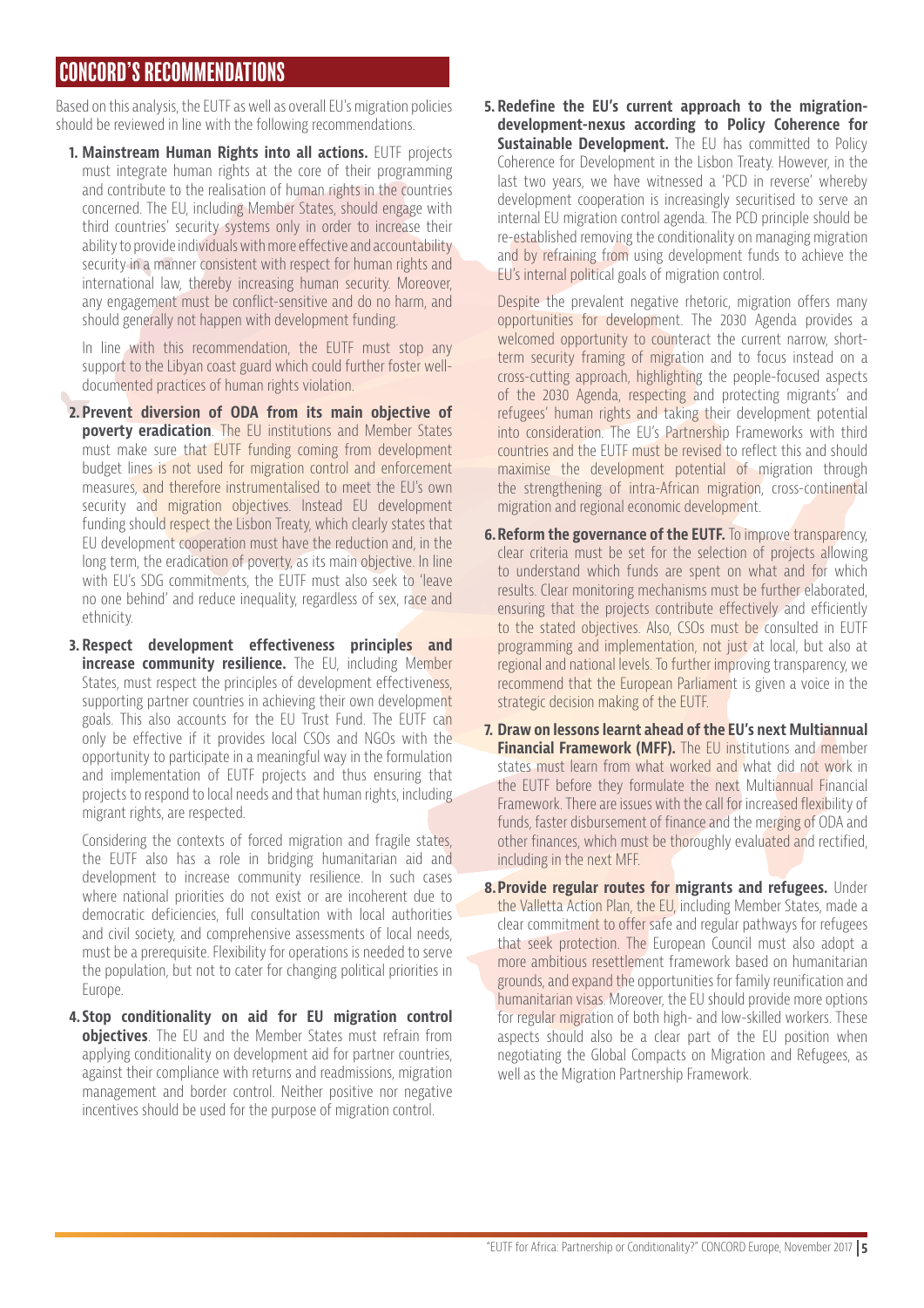## CONCORD'S RECOMMENDATIONS

Based on this analysis, the EUTF as well as overall EU's migration policies should be reviewed in line with the following recommendations.

1. **Mainstream Human Rights into all actions.** EUTF projects must integrate human rights at the core of their programming and contribute to the realisation of human rights in the countries concerned. The EU, including Member States, should engage with third countries' security systems only in order to increase their ability to provide individuals with more effective and accountability security in a manner consistent with respect for human rights and international law, thereby increasing human security. Moreover, any engagement must be conflict-sensitive and do no harm, and should generally not happen with development funding.

   In line with this recommendation, the EUTF must stop any support to the Libyan coast guard which could further foster well-documented practices of human rights violation.

2. **Prevent diversion of ODA from its main objective of poverty eradication**. The EU institutions and Member States must make sure that EUTF funding coming from development budget lines is not used for migration control and enforcement measures, and therefore instrumentalised to meet the EU's own security and migration objectives. Instead EU development funding should respect the Lisbon Treaty, which clearly states that EU development cooperation must have the reduction and, in the long term, the eradication of poverty, as its main objective. In line with EU's SDG commitments, the EUTF must also seek to 'leave no one behind' and reduce inequality, regardless of sex, race and ethnicity.

3. **Respect development effectiveness principles and increase community resilience.** The EU, including Member States, must respect the principles of development effectiveness, supporting partner countries in achieving their own development goals. This also accounts for the EU Trust Fund. The EUTF can only be effective if it provides local CSOs and NGOs with the opportunity to participate in a meaningful way in the formulation and implementation of EUTF projects and thus ensuring that projects to respond to local needs and that human rights, including migrant rights, are respected.

   Considering the contexts of forced migration and fragile states, the EUTF also has a role in bridging humanitarian aid and development to increase community resilience. In such cases where national priorities do not exist or are incoherent due to democratic deficiencies, full consultation with local authorities and civil society, and comprehensive assessments of local needs, must be a prerequisite. Flexibility for operations is needed to serve the population, but not to cater for changing political priorities in Europe.

4. **Stop conditionality on aid for EU migration control objectives**. The EU and the Member States must refrain from applying conditionality on development aid for partner countries, against their compliance with returns and readmissions, migration management and border control. Neither positive nor negative incentives should be used for the purpose of migration control.

5. **Redefine the EU's current approach to the migration-development-nexus according to Policy Coherence for Sustainable Development.** The EU has committed to Policy Coherence for Development in the Lisbon Treaty. However, in the last two years, we have witnessed a 'PCD in reverse' whereby development cooperation is increasingly securitised to serve an internal EU migration control agenda. The PCD principle should be re-established removing the conditionality on managing migration and by refraining from using development funds to achieve the EU's internal political goals of migration control.

   Despite the prevalent negative rhetoric, migration offers many opportunities for development. The 2030 Agenda provides a welcomed opportunity to counteract the current narrow, short-term security framing of migration and to focus instead on a cross-cutting approach, highlighting the people-focused aspects of the 2030 Agenda, respecting and protecting migrants' and refugees' human rights and taking their development potential into consideration. The EU's Partnership Frameworks with third countries and the EUTF must be revised to reflect this and should maximise the development potential of migration through the strengthening of intra-African migration, cross-continental migration and regional economic development.

6. **Reform the governance of the EUTF.** To improve transparency, clear criteria must be set for the selection of projects allowing to understand which funds are spent on what and for which results. Clear monitoring mechanisms must be further elaborated, ensuring that the projects contribute effectively and efficiently to the stated objectives. Also, CSOs must be consulted in EUTF programming and implementation, not just at local, but also at regional and national levels. To further improving transparency, we recommend that the European Parliament is given a voice in the strategic decision making of the EUTF.

7. **Draw on lessons learnt ahead of the EU's next Multiannual Financial Framework (MFF).** The EU institutions and member states must learn from what worked and what did not work in the EUTF before they formulate the next Multiannual Financial Framework. There are issues with the call for increased flexibility of funds, faster disbursement of finance and the merging of ODA and other finances, which must be thoroughly evaluated and rectified, including in the next MFF.

8. **Provide regular routes for migrants and refugees.** Under the Valletta Action Plan, the EU, including Member States, made a clear commitment to offer safe and regular pathways for refugees that seek protection. The European Council must also adopt a more ambitious resettlement framework based on humanitarian grounds, and expand the opportunities for family reunification and humanitarian visas. Moreover, the EU should provide more options for regular migration of both high- and low-skilled workers. These aspects should also be a clear part of the EU position when negotiating the Global Compacts on Migration and Refugees, as well as the Migration Partnership Framework.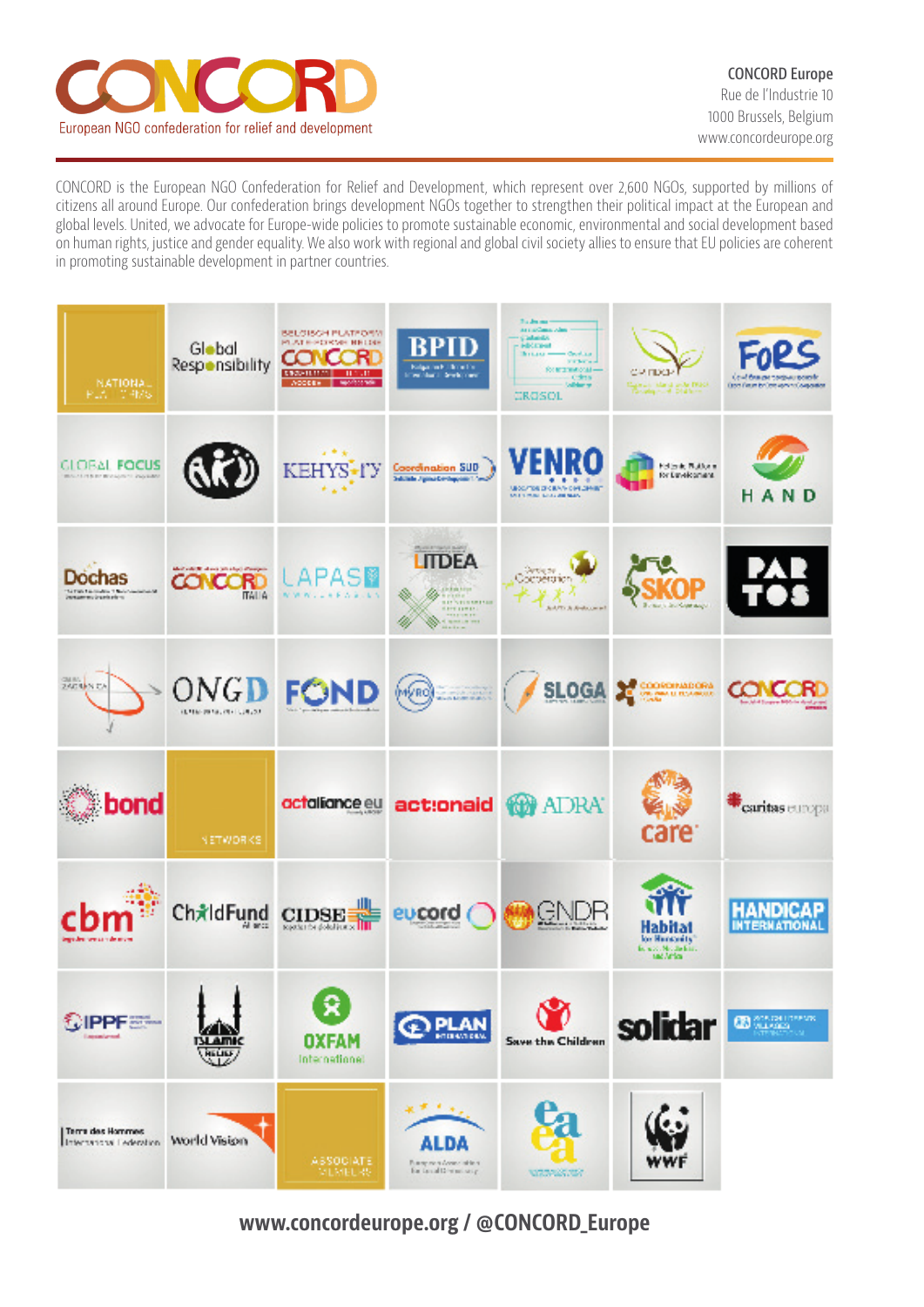# CONCORD

European NGO confederation for relief and development

CONCORD Europe
Rue de l'Industrie 10
1000 Brussels, Belgium
www.concordeurope.org

CONCORD is the European NGO Confederation for Relief and Development, which represent over 2,600 NGOs, supported by millions of citizens all around Europe. Our confederation brings development NGOs together to strengthen their political impact at the European and global levels. United, we advocate for Europe-wide policies to promote sustainable economic, environmental and social development based on human rights, justice and gender equality. We also work with regional and global civil society allies to ensure that EU policies are coherent in promoting sustainable development in partner countries.

**www.concordeurope.org / @CONCORD_Europe**